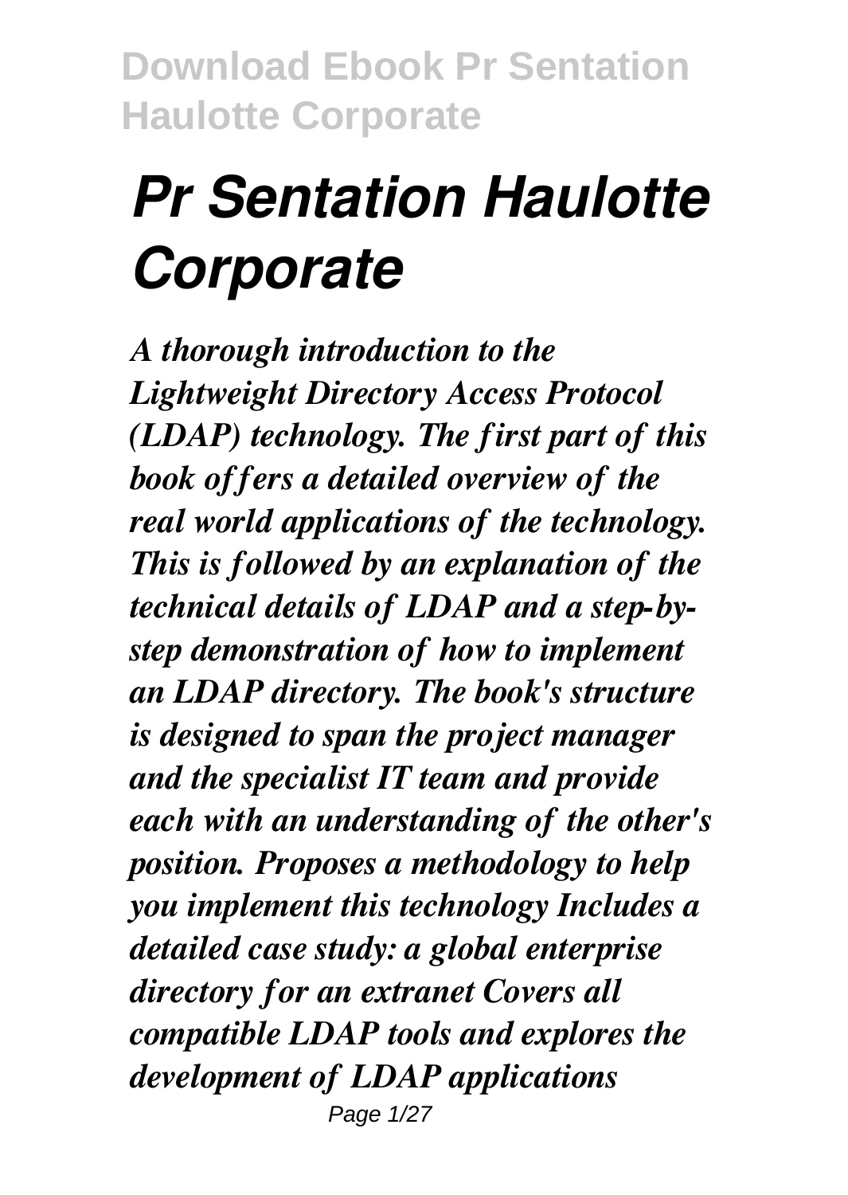# *Pr Sentation Haulotte Corporate*

*A thorough introduction to the Lightweight Directory Access Protocol (LDAP) technology. The first part of this book offers a detailed overview of the real world applications of the technology. This is followed by an explanation of the technical details of LDAP and a step-by-step demonstration of how to implement an LDAP directory. The book's structure is designed to span the project manager and the specialist IT team and provide each with an understanding of the other's position. Proposes a methodology to help you implement this technology Includes a detailed case study: a global enterprise directory for an extranet Covers all compatible LDAP tools and explores the development of LDAP applications*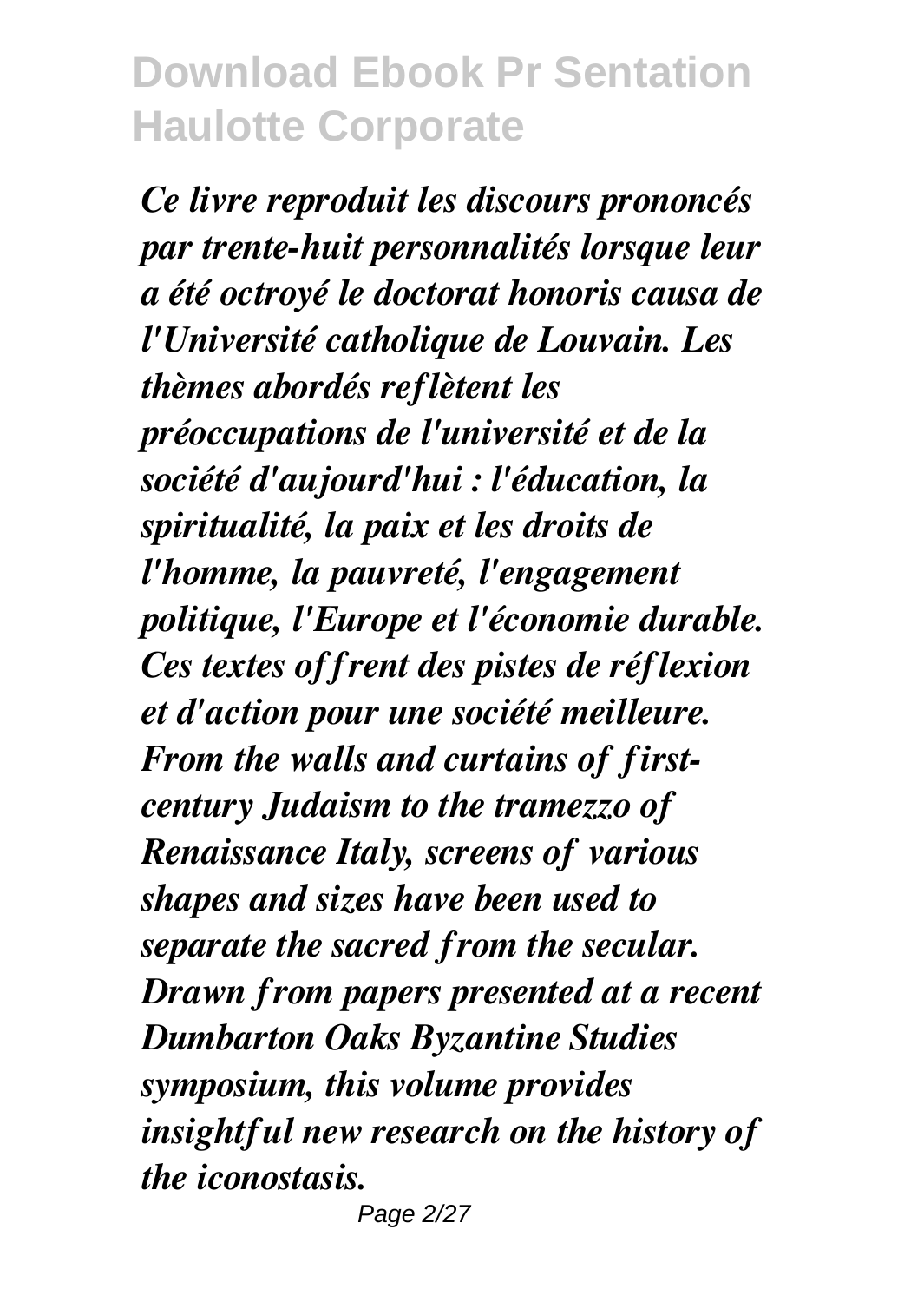*Ce livre reproduit les discours prononcés par trente-huit personnalités lorsque leur a été octroyé le doctorat honoris causa de l'Université catholique de Louvain. Les thèmes abordés reflètent les préoccupations de l'université et de la société d'aujourd'hui : l'éducation, la spiritualité, la paix et les droits de l'homme, la pauvreté, l'engagement politique, l'Europe et l'économie durable. Ces textes offrent des pistes de réflexion et d'action pour une société meilleure.*

*From the walls and curtains of first-century Judaism to the tramezzo of Renaissance Italy, screens of various shapes and sizes have been used to separate the sacred from the secular. Drawn from papers presented at a recent Dumbarton Oaks Byzantine Studies symposium, this volume provides insightful new research on the history of the iconostasis.*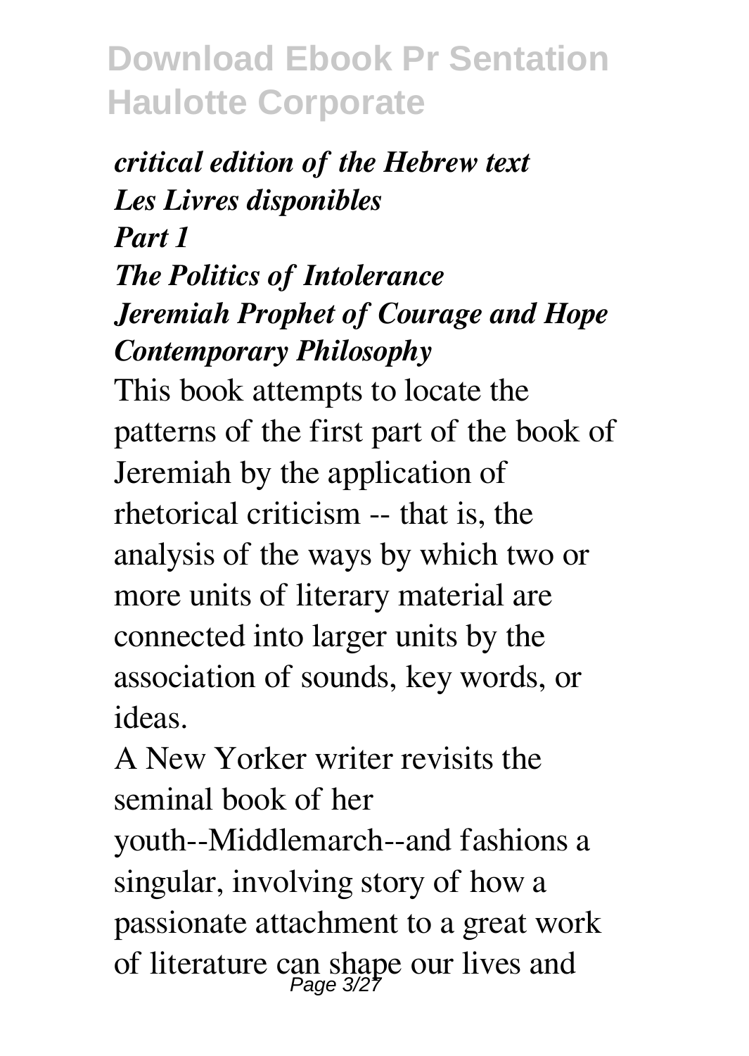***critical edition of the Hebrew text***
***Les Livres disponibles***
***Part 1***
***The Politics of Intolerance***
***Jeremiah Prophet of Courage and Hope***
***Contemporary Philosophy***

This book attempts to locate the patterns of the first part of the book of Jeremiah by the application of rhetorical criticism -- that is, the analysis of the ways by which two or more units of literary material are connected into larger units by the association of sounds, key words, or ideas.

A New Yorker writer revisits the seminal book of her youth--Middlemarch--and fashions a singular, involving story of how a passionate attachment to a great work of literature can shape our lives and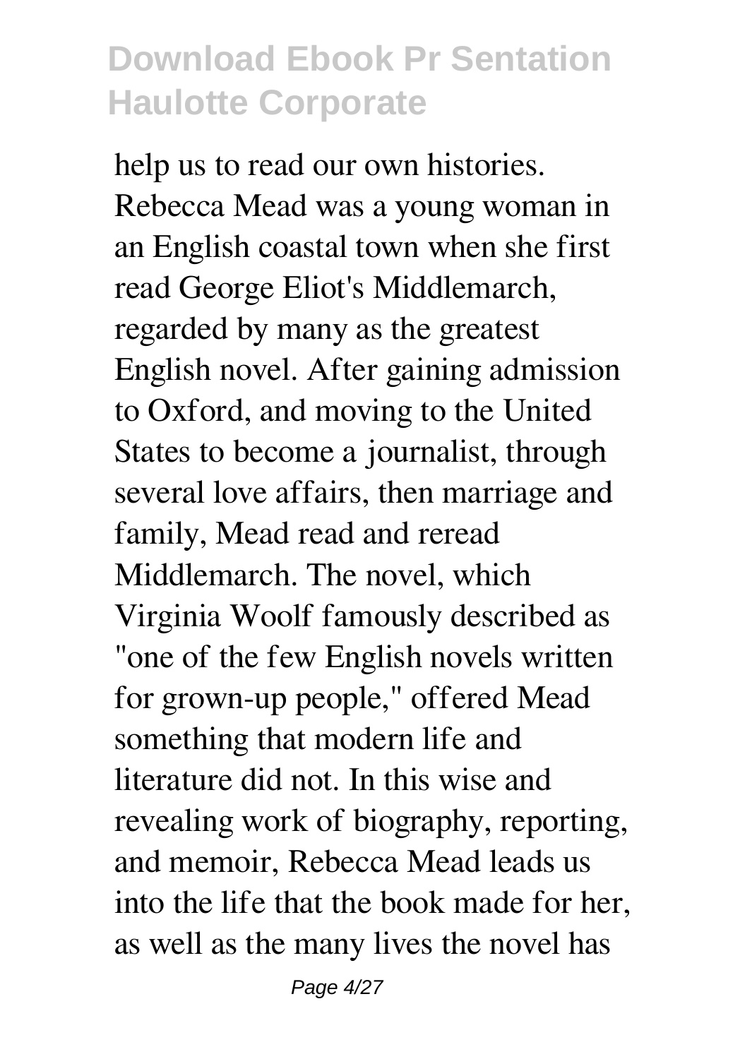help us to read our own histories. Rebecca Mead was a young woman in an English coastal town when she first read George Eliot's Middlemarch, regarded by many as the greatest English novel. After gaining admission to Oxford, and moving to the United States to become a journalist, through several love affairs, then marriage and family, Mead read and reread Middlemarch. The novel, which Virginia Woolf famously described as "one of the few English novels written for grown-up people," offered Mead something that modern life and literature did not. In this wise and revealing work of biography, reporting, and memoir, Rebecca Mead leads us into the life that the book made for her, as well as the many lives the novel has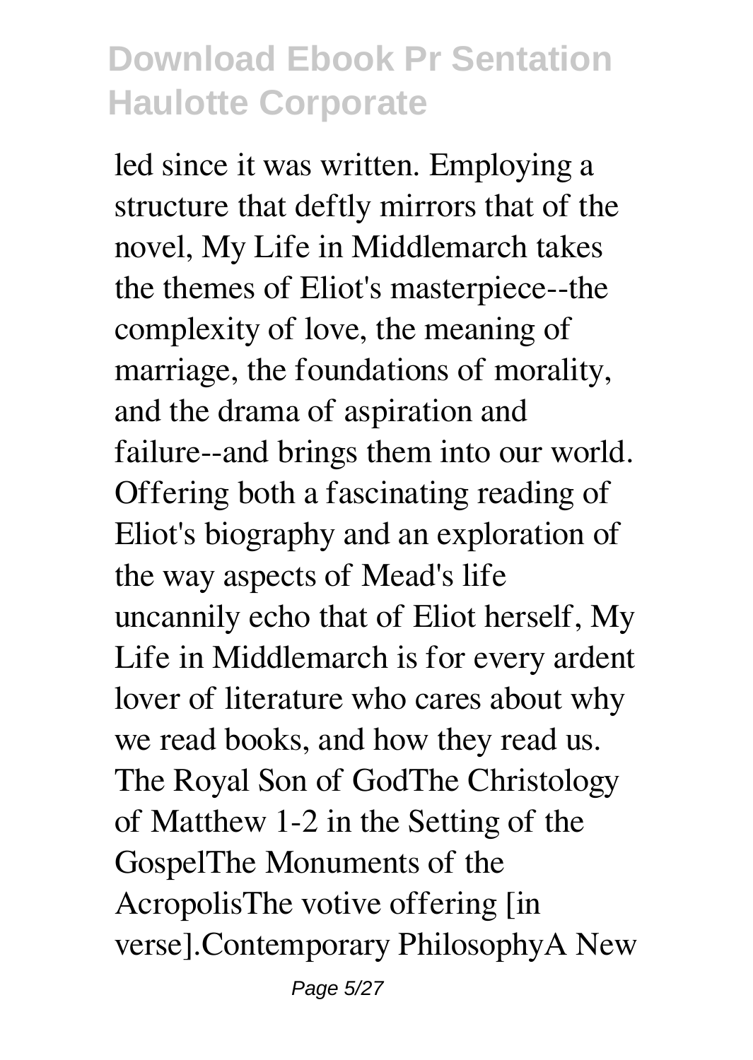led since it was written. Employing a structure that deftly mirrors that of the novel, My Life in Middlemarch takes the themes of Eliot's masterpiece--the complexity of love, the meaning of marriage, the foundations of morality, and the drama of aspiration and failure--and brings them into our world. Offering both a fascinating reading of Eliot's biography and an exploration of the way aspects of Mead's life uncannily echo that of Eliot herself, My Life in Middlemarch is for every ardent lover of literature who cares about why we read books, and how they read us. The Royal Son of GodThe Christology of Matthew 1-2 in the Setting of the GospelThe Monuments of the AcropolisThe votive offering [in verse].Contemporary PhilosophyA New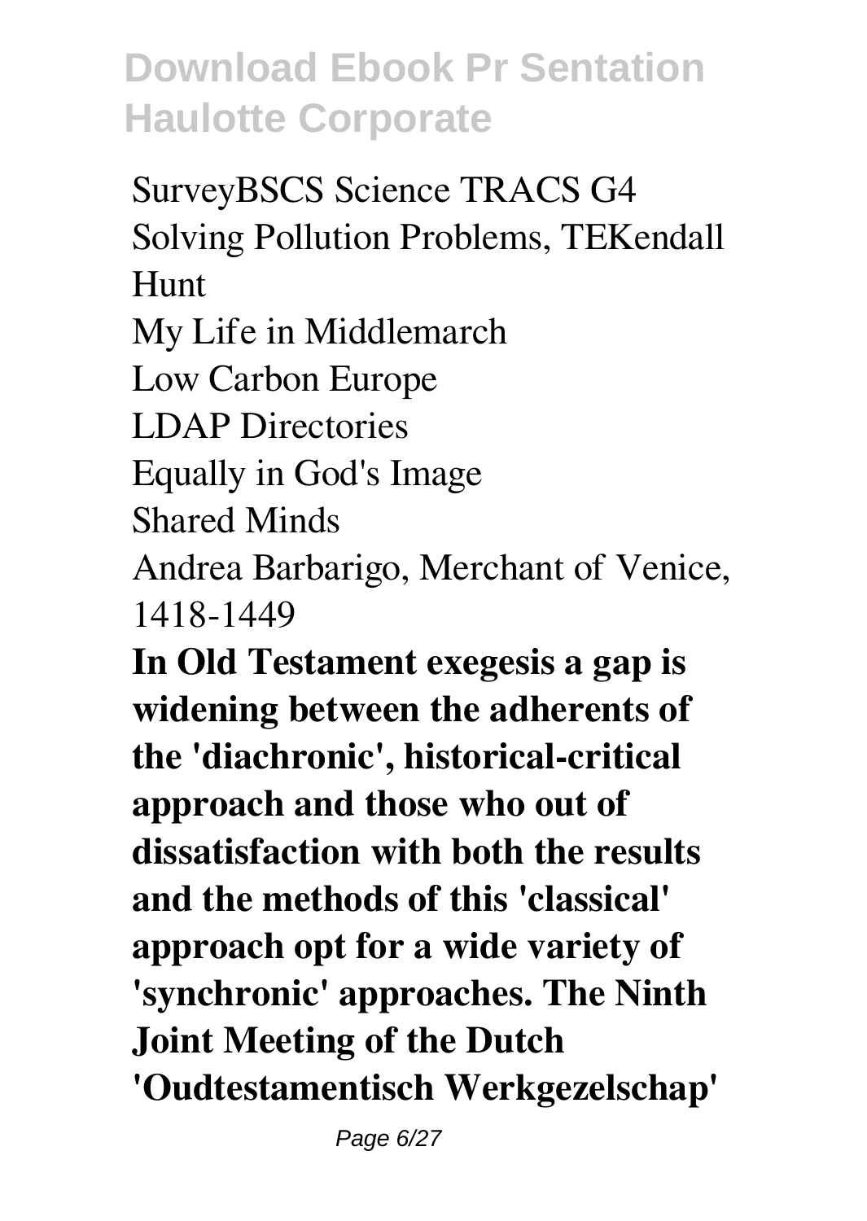SurveyBSCS Science TRACS G4 Solving Pollution Problems, TEKendall Hunt

My Life in Middlemarch

Low Carbon Europe

LDAP Directories

Equally in God's Image

Shared Minds

Andrea Barbarigo, Merchant of Venice, 1418-1449

**In Old Testament exegesis a gap is widening between the adherents of the 'diachronic', historical-critical approach and those who out of dissatisfaction with both the results and the methods of this 'classical' approach opt for a wide variety of 'synchronic' approaches. The Ninth Joint Meeting of the Dutch 'Oudtestamentisch Werkgezelschap'**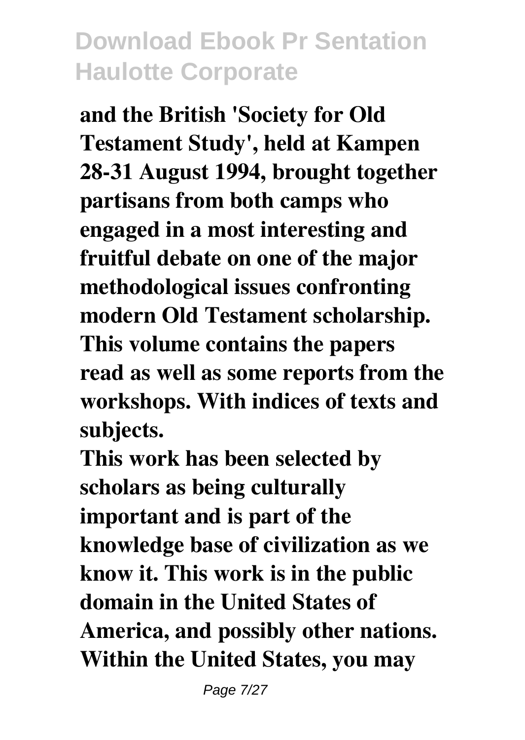**and the British 'Society for Old Testament Study', held at Kampen 28-31 August 1994, brought together partisans from both camps who engaged in a most interesting and fruitful debate on one of the major methodological issues confronting modern Old Testament scholarship. This volume contains the papers read as well as some reports from the workshops. With indices of texts and subjects.**

**This work has been selected by scholars as being culturally important and is part of the knowledge base of civilization as we know it. This work is in the public domain in the United States of America, and possibly other nations. Within the United States, you may**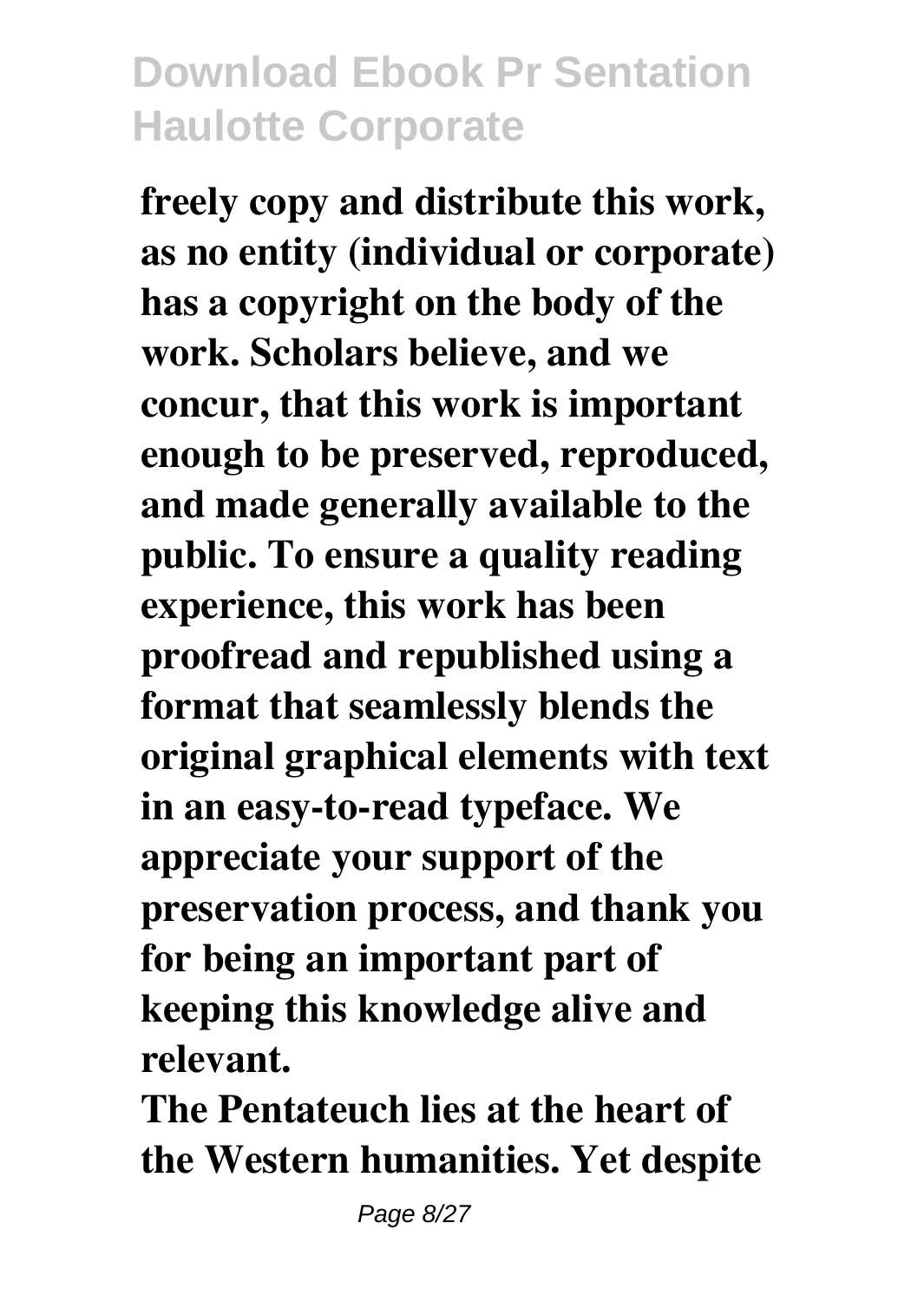**freely copy and distribute this work, as no entity (individual or corporate) has a copyright on the body of the work. Scholars believe, and we concur, that this work is important enough to be preserved, reproduced, and made generally available to the public. To ensure a quality reading experience, this work has been proofread and republished using a format that seamlessly blends the original graphical elements with text in an easy-to-read typeface. We appreciate your support of the preservation process, and thank you for being an important part of keeping this knowledge alive and relevant.**

**The Pentateuch lies at the heart of the Western humanities. Yet despite**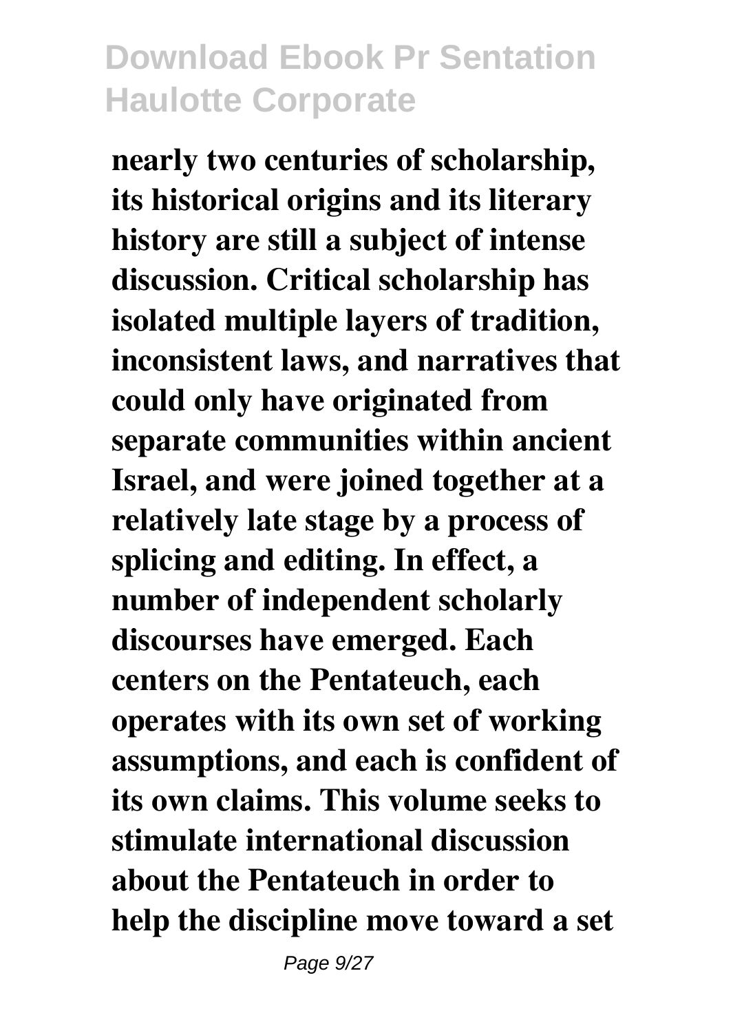**nearly two centuries of scholarship, its historical origins and its literary history are still a subject of intense discussion. Critical scholarship has isolated multiple layers of tradition, inconsistent laws, and narratives that could only have originated from separate communities within ancient Israel, and were joined together at a relatively late stage by a process of splicing and editing. In effect, a number of independent scholarly discourses have emerged. Each centers on the Pentateuch, each operates with its own set of working assumptions, and each is confident of its own claims. This volume seeks to stimulate international discussion about the Pentateuch in order to help the discipline move toward a set**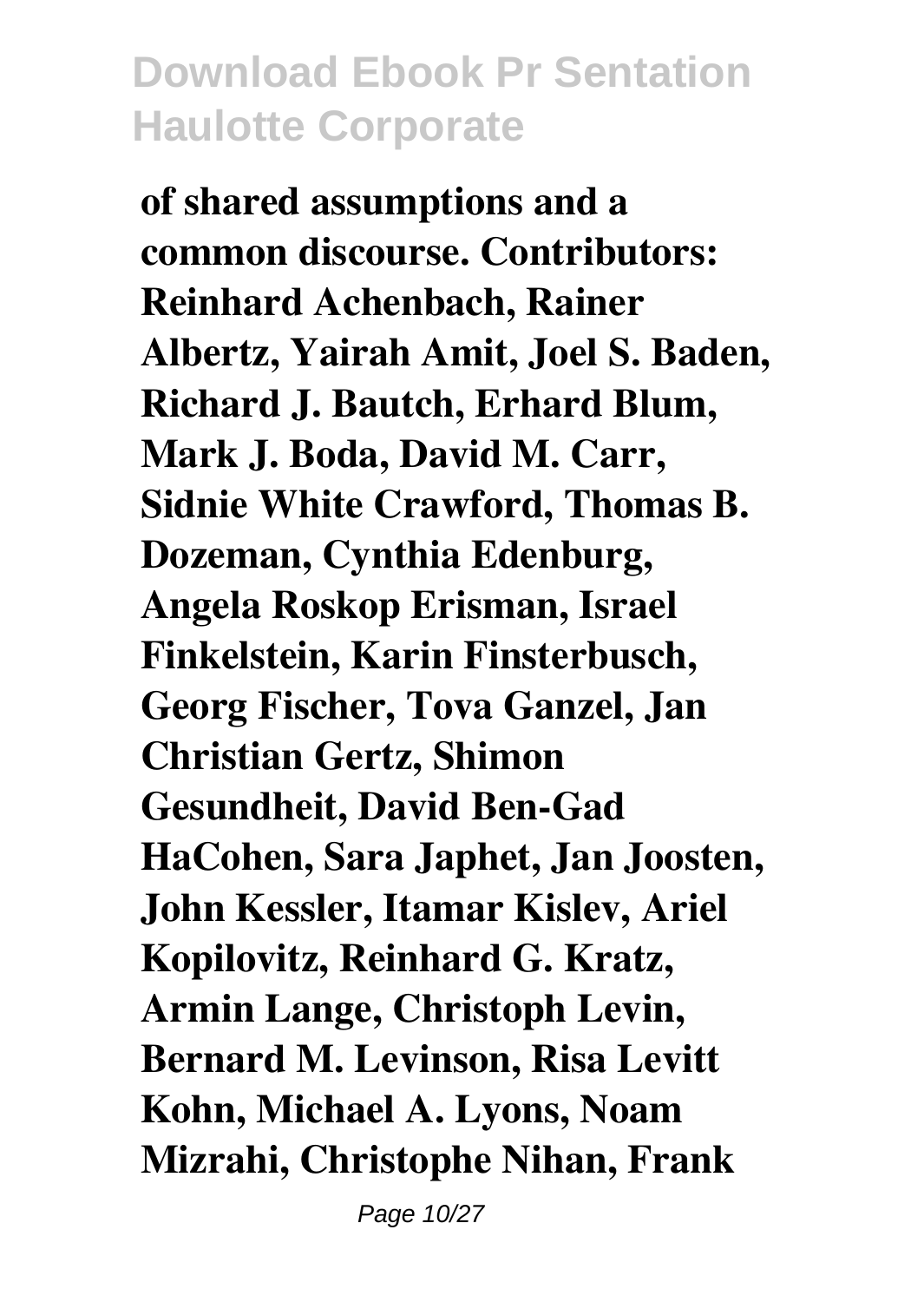**of shared assumptions and a common discourse. Contributors: Reinhard Achenbach, Rainer Albertz, Yairah Amit, Joel S. Baden, Richard J. Bautch, Erhard Blum, Mark J. Boda, David M. Carr, Sidnie White Crawford, Thomas B. Dozeman, Cynthia Edenburg, Angela Roskop Erisman, Israel Finkelstein, Karin Finsterbusch, Georg Fischer, Tova Ganzel, Jan Christian Gertz, Shimon Gesundheit, David Ben-Gad HaCohen, Sara Japhet, Jan Joosten, John Kessler, Itamar Kislev, Ariel Kopilovitz, Reinhard G. Kratz, Armin Lange, Christoph Levin, Bernard M. Levinson, Risa Levitt Kohn, Michael A. Lyons, Noam Mizrahi, Christophe Nihan, Frank**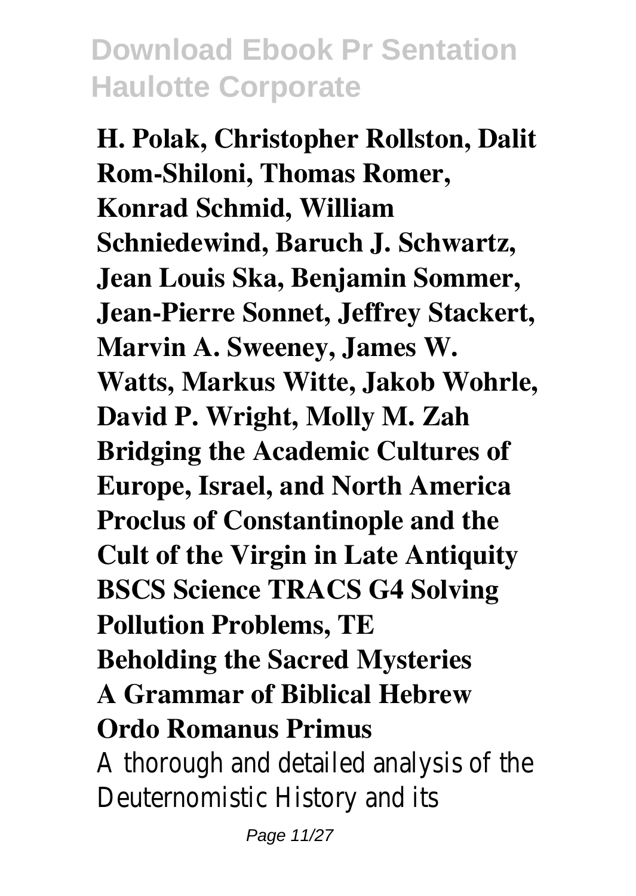**H. Polak, Christopher Rollston, Dalit Rom-Shiloni, Thomas Romer, Konrad Schmid, William Schniedewind, Baruch J. Schwartz, Jean Louis Ska, Benjamin Sommer, Jean-Pierre Sonnet, Jeffrey Stackert, Marvin A. Sweeney, James W. Watts, Markus Witte, Jakob Wohrle, David P. Wright, Molly M. Zah**
**Bridging the Academic Cultures of Europe, Israel, and North America**
**Proclus of Constantinople and the Cult of the Virgin in Late Antiquity**
**BSCS Science TRACS G4 Solving Pollution Problems, TE**
**Beholding the Sacred Mysteries**
**A Grammar of Biblical Hebrew**
**Ordo Romanus Primus**

A thorough and detailed analysis of the Deuternomistic History and its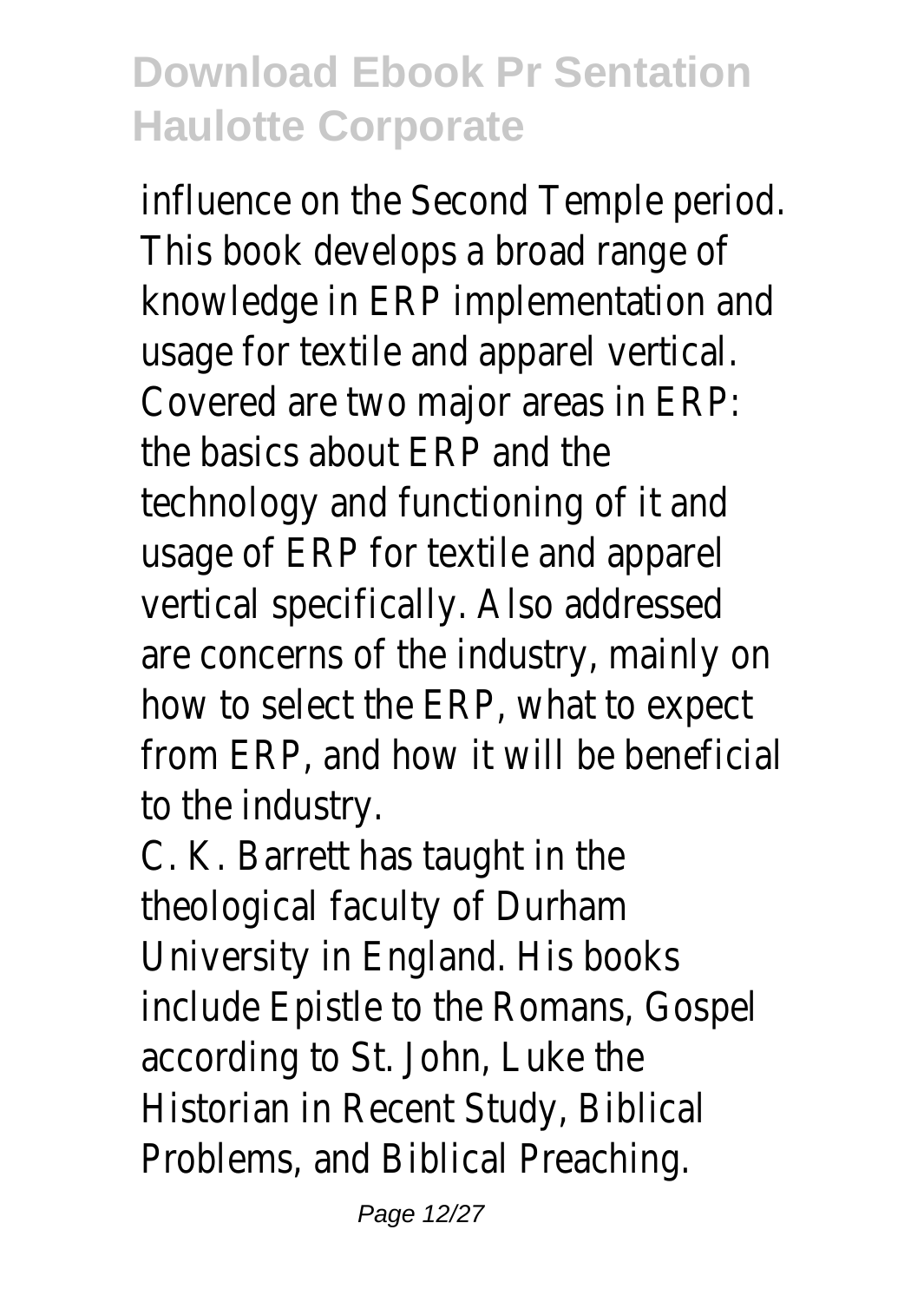influence on the Second Temple period. This book develops a broad range of knowledge in ERP implementation and usage for textile and apparel vertical. Covered are two major areas in ERP: the basics about ERP and the technology and functioning of it and usage of ERP for textile and apparel vertical specifically. Also addressed are concerns of the industry, mainly on how to select the ERP, what to expect from ERP, and how it will be beneficial to the industry.

C. K. Barrett has taught in the theological faculty of Durham University in England. His books include Epistle to the Romans, Gospel according to St. John, Luke the Historian in Recent Study, Biblical Problems, and Biblical Preaching.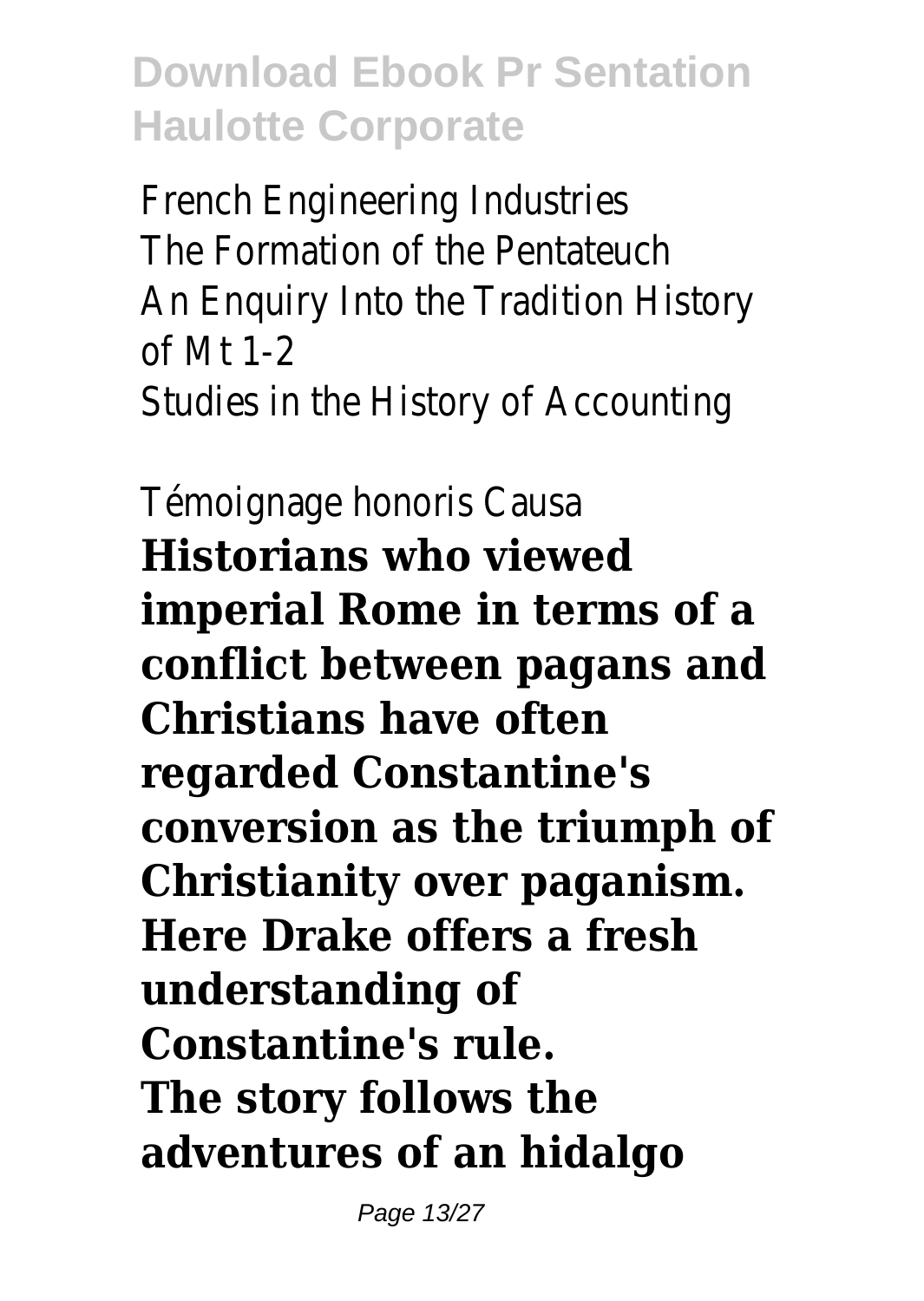French Engineering Industries
The Formation of the Pentateuch
An Enquiry Into the Tradition History of Mt 1-2
Studies in the History of Accounting

Témoignage honoris Causa

**Historians who viewed imperial Rome in terms of a conflict between pagans and Christians have often regarded Constantine's conversion as the triumph of Christianity over paganism. Here Drake offers a fresh understanding of Constantine's rule.**

**The story follows the adventures of an hidalgo**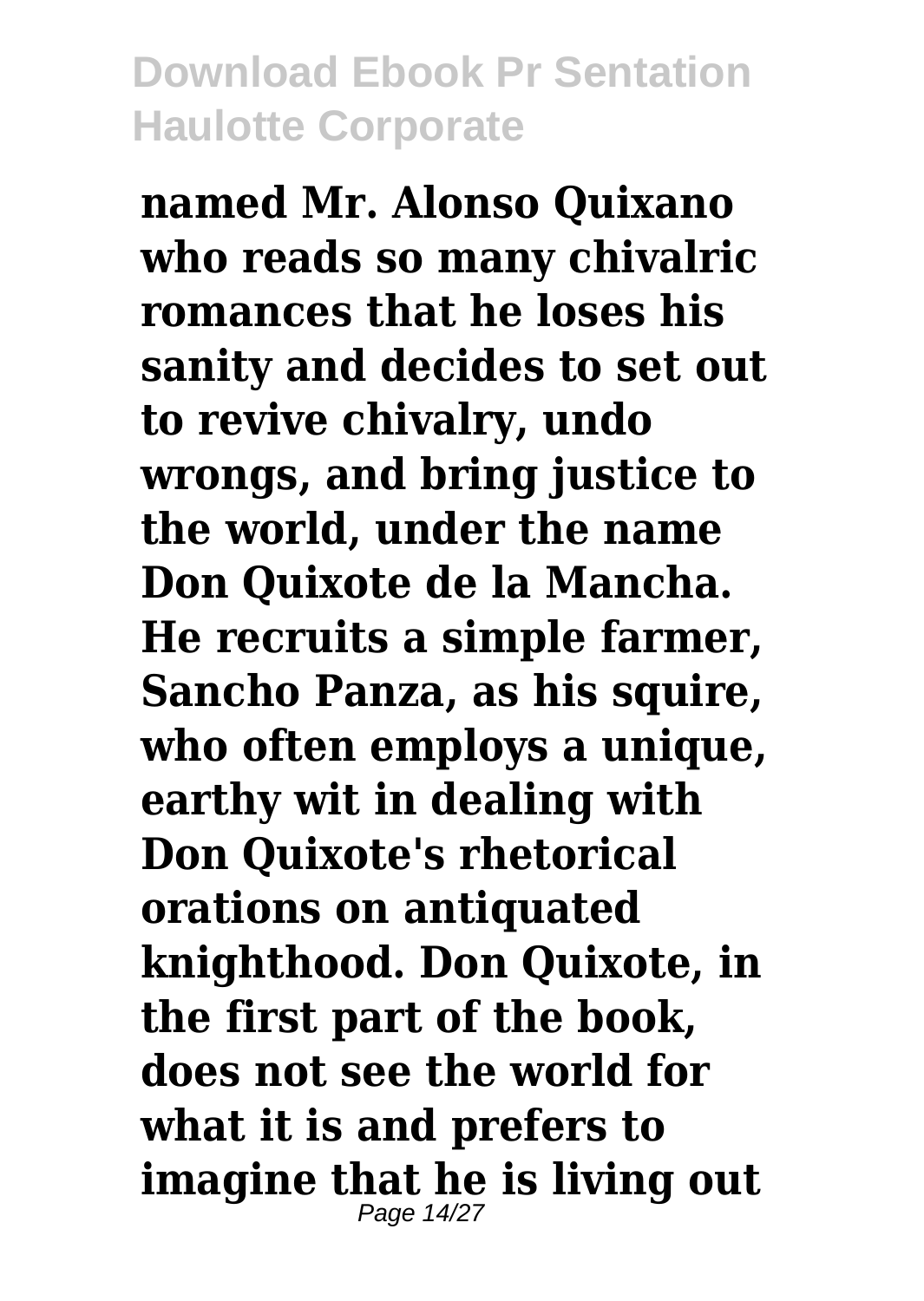**named Mr. Alonso Quixano who reads so many chivalric romances that he loses his sanity and decides to set out to revive chivalry, undo wrongs, and bring justice to the world, under the name Don Quixote de la Mancha. He recruits a simple farmer, Sancho Panza, as his squire, who often employs a unique, earthy wit in dealing with Don Quixote's rhetorical orations on antiquated knighthood. Don Quixote, in the first part of the book, does not see the world for what it is and prefers to imagine that he is living out**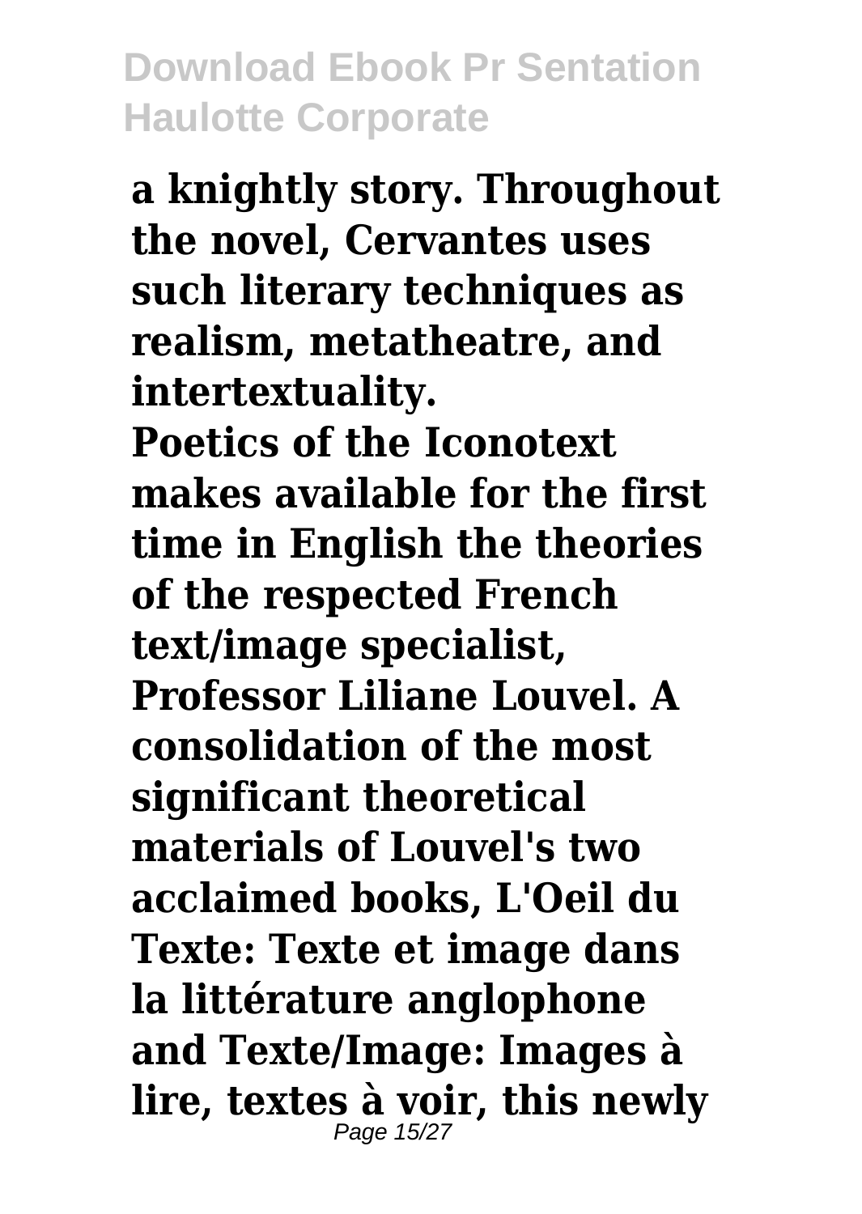**a knightly story. Throughout the novel, Cervantes uses such literary techniques as realism, metatheatre, and intertextuality.**

**Poetics of the Iconotext makes available for the first time in English the theories of the respected French text/image specialist, Professor Liliane Louvel. A consolidation of the most significant theoretical materials of Louvel's two acclaimed books, L'Oeil du Texte: Texte et image dans la littérature anglophone and Texte/Image: Images à lire, textes à voir, this newly**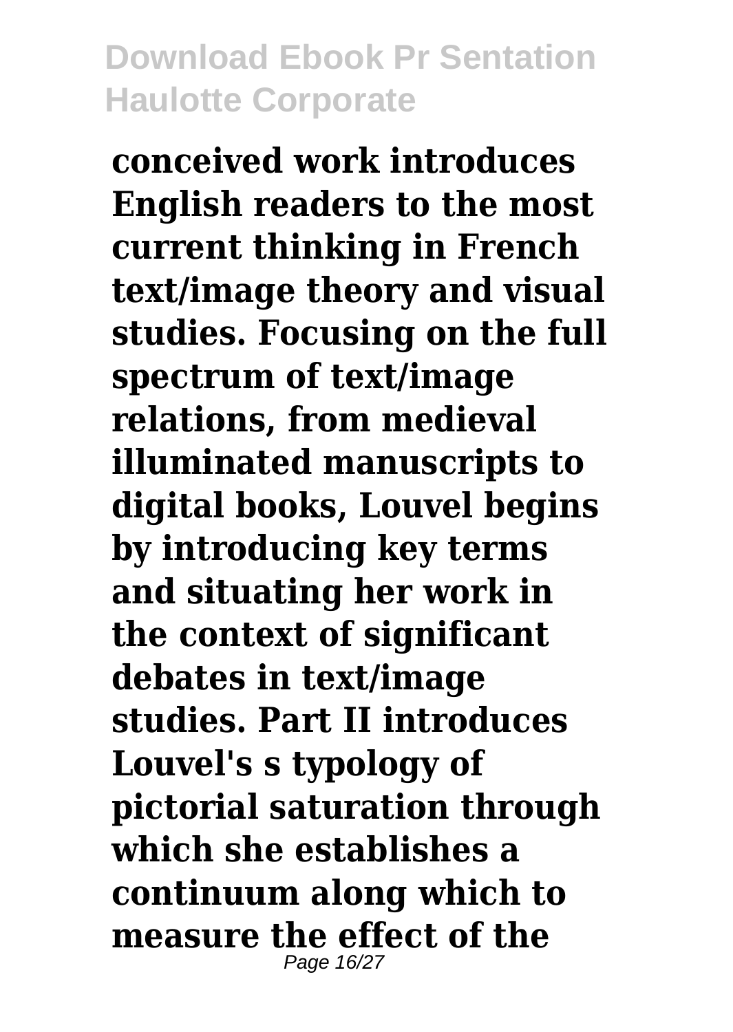**conceived work introduces English readers to the most current thinking in French text/image theory and visual studies. Focusing on the full spectrum of text/image relations, from medieval illuminated manuscripts to digital books, Louvel begins by introducing key terms and situating her work in the context of significant debates in text/image studies. Part II introduces Louvel's s typology of pictorial saturation through which she establishes a continuum along which to measure the effect of the**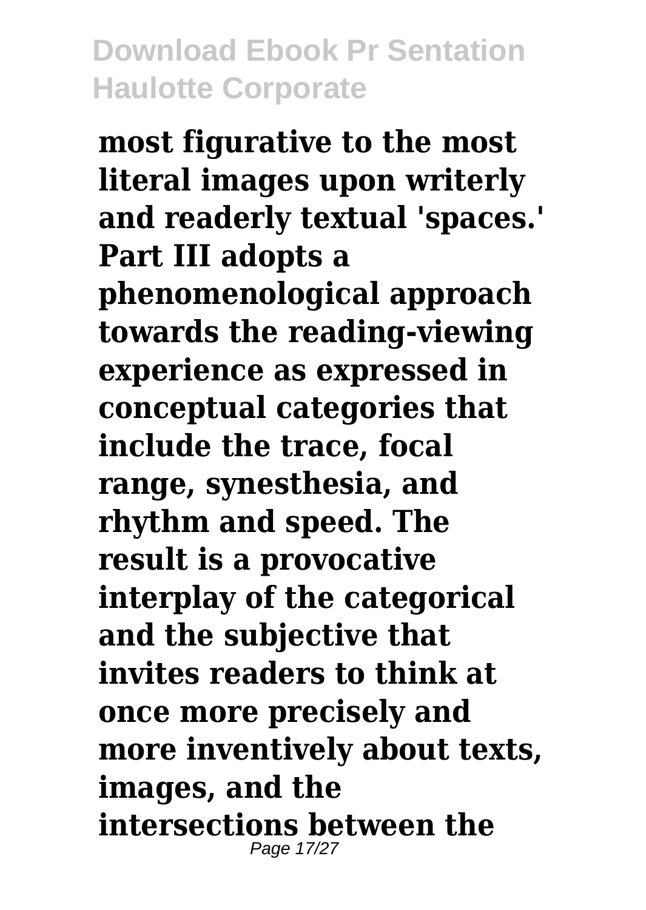**most figurative to the most literal images upon writerly and readerly textual 'spaces.' Part III adopts a phenomenological approach towards the reading-viewing experience as expressed in conceptual categories that include the trace, focal range, synesthesia, and rhythm and speed. The result is a provocative interplay of the categorical and the subjective that invites readers to think at once more precisely and more inventively about texts, images, and the intersections between the**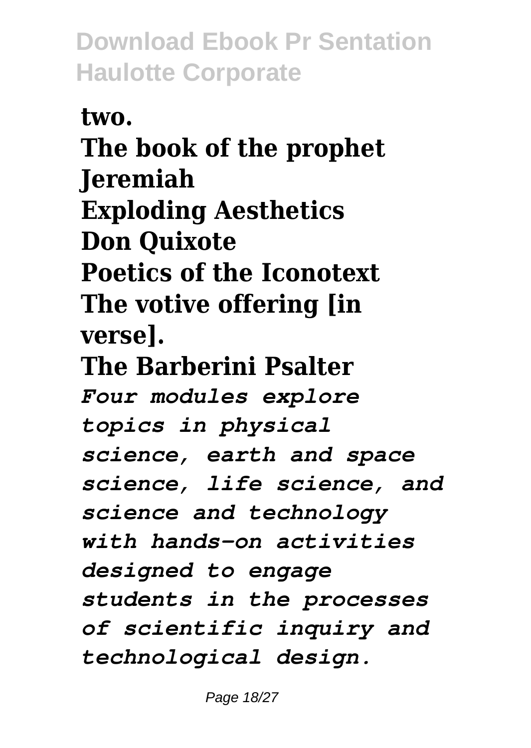**two.**

**The book of the prophet Jeremiah**

**Exploding Aesthetics**

**Don Quixote**

**Poetics of the Iconotext**

**The votive offering [in verse].**

**The Barberini Psalter**

*Four modules explore topics in physical science, earth and space science, life science, and science and technology with hands-on activities designed to engage students in the processes of scientific inquiry and technological design.*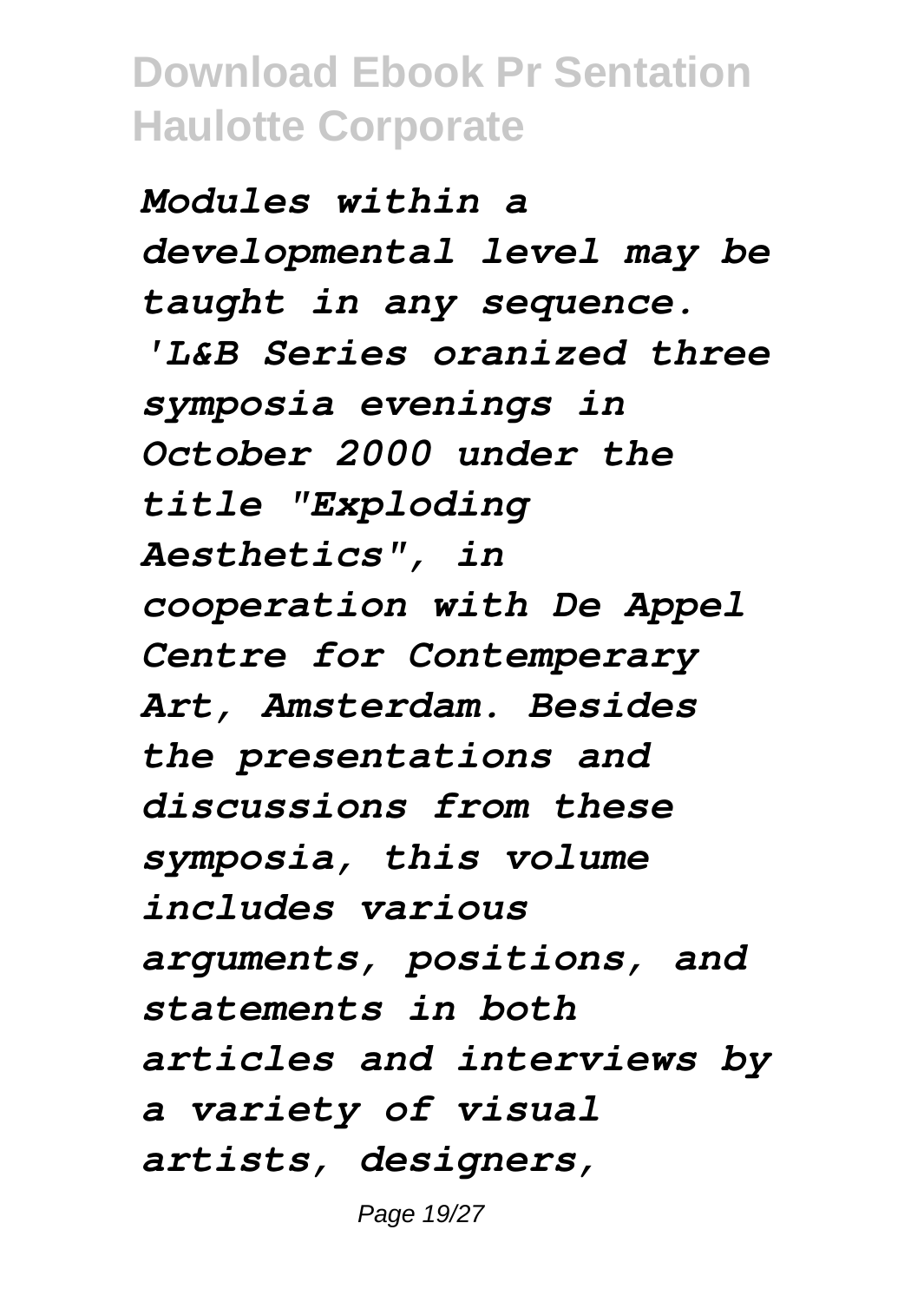*Modules within a developmental level may be taught in any sequence.*

*'L&B Series oranized three symposia evenings in October 2000 under the title "Exploding Aesthetics", in cooperation with De Appel Centre for Contemperary Art, Amsterdam. Besides the presentations and discussions from these symposia, this volume includes various arguments, positions, and statements in both articles and interviews by a variety of visual artists, designers,*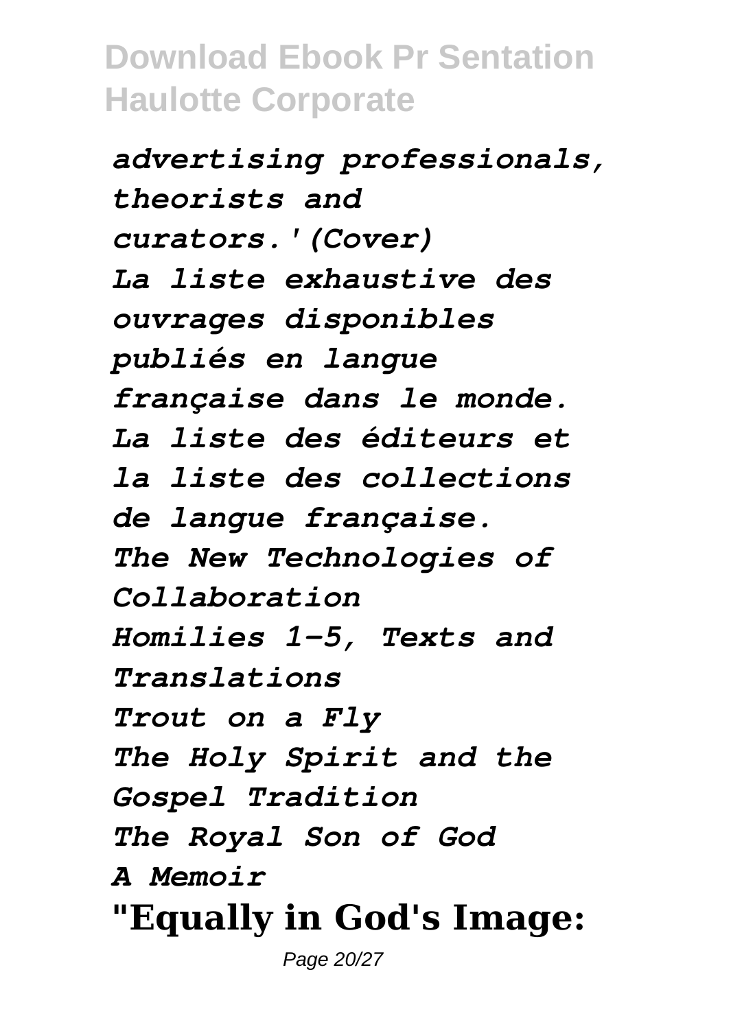*advertising professionals, theorists and curators.'(Cover)*

*La liste exhaustive des ouvrages disponibles publiés en langue française dans le monde. La liste des éditeurs et la liste des collections de langue française.*

*The New Technologies of Collaboration*

*Homilies 1-5, Texts and Translations*

*Trout on a Fly*

*The Holy Spirit and the Gospel Tradition*

*The Royal Son of God*

*A Memoir*

**"Equally in God's Image:**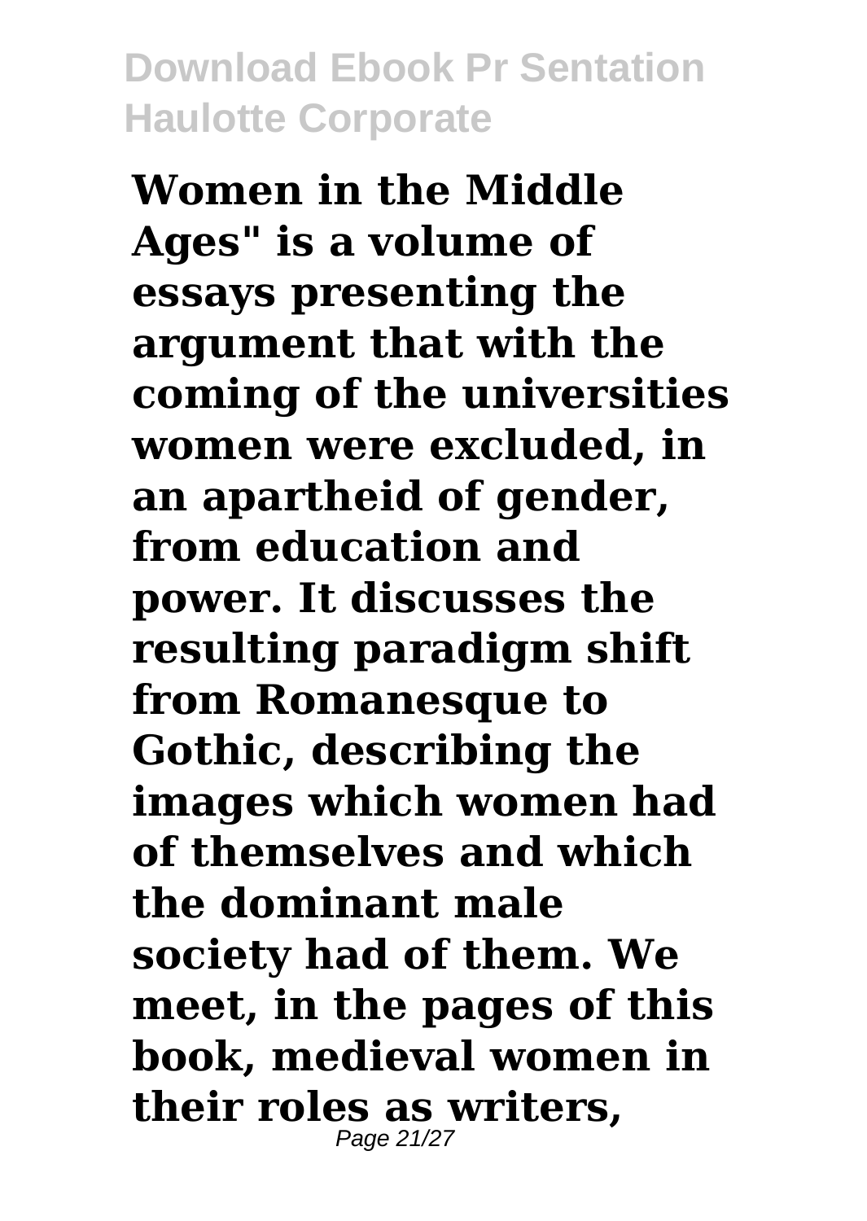**Women in the Middle Ages" is a volume of essays presenting the argument that with the coming of the universities women were excluded, in an apartheid of gender, from education and power. It discusses the resulting paradigm shift from Romanesque to Gothic, describing the images which women had of themselves and which the dominant male society had of them. We meet, in the pages of this book, medieval women in their roles as writers,**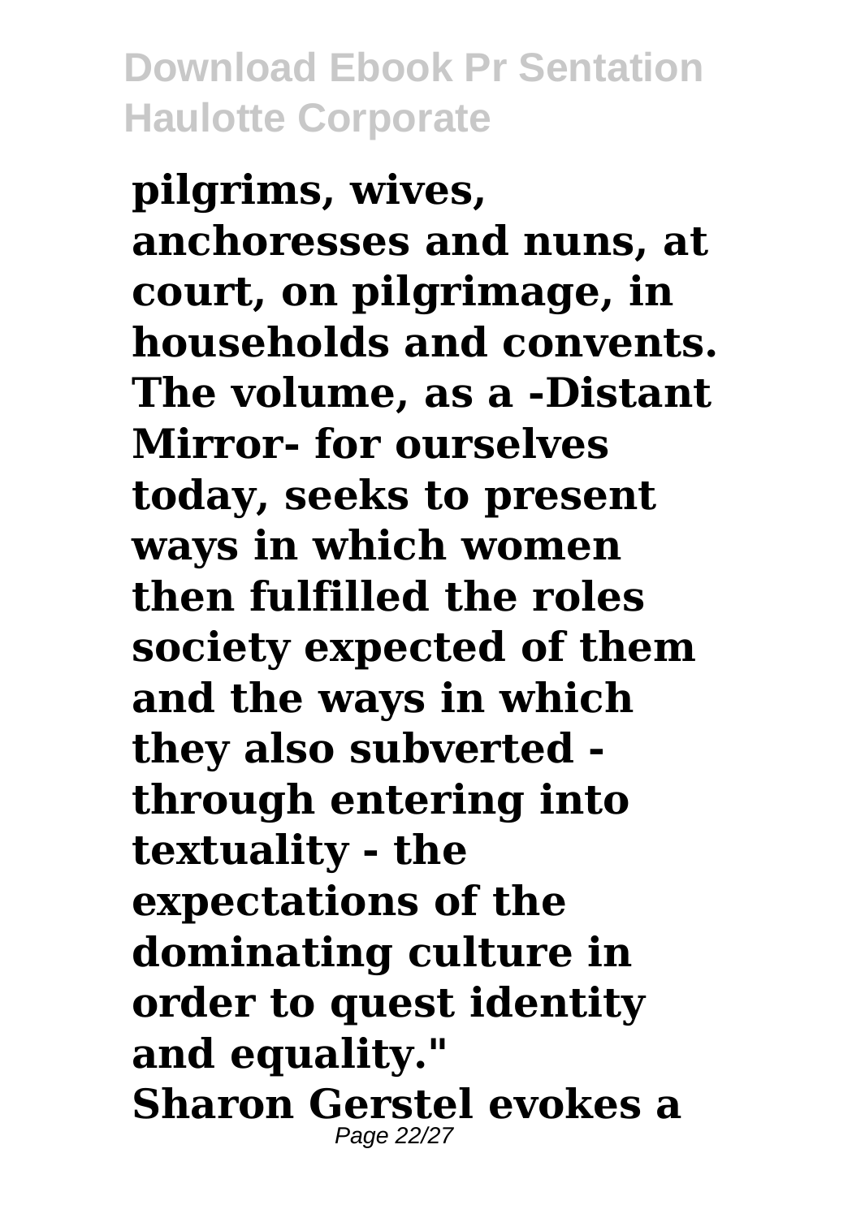**pilgrims, wives, anchoresses and nuns, at court, on pilgrimage, in households and convents. The volume, as a -Distant Mirror- for ourselves today, seeks to present ways in which women then fulfilled the roles society expected of them and the ways in which they also subverted - through entering into textuality - the expectations of the dominating culture in order to quest identity and equality."**

**Sharon Gerstel evokes a**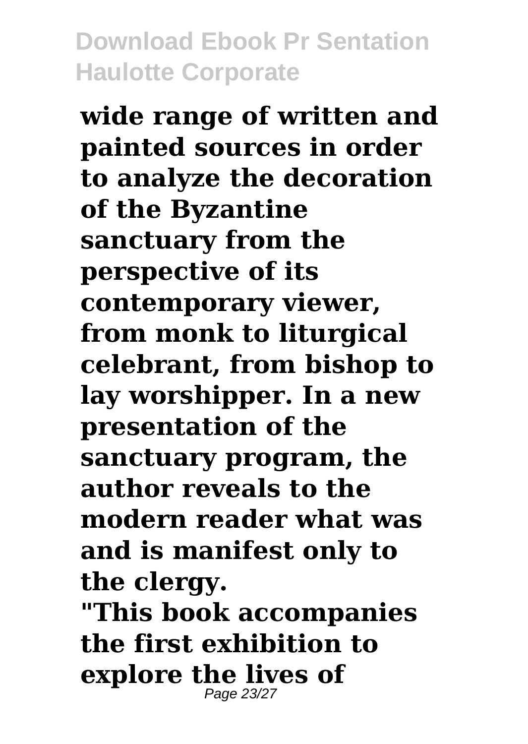**wide range of written and painted sources in order to analyze the decoration of the Byzantine sanctuary from the perspective of its contemporary viewer, from monk to liturgical celebrant, from bishop to lay worshipper. In a new presentation of the sanctuary program, the author reveals to the modern reader what was and is manifest only to the clergy.**

**"This book accompanies the first exhibition to explore the lives of**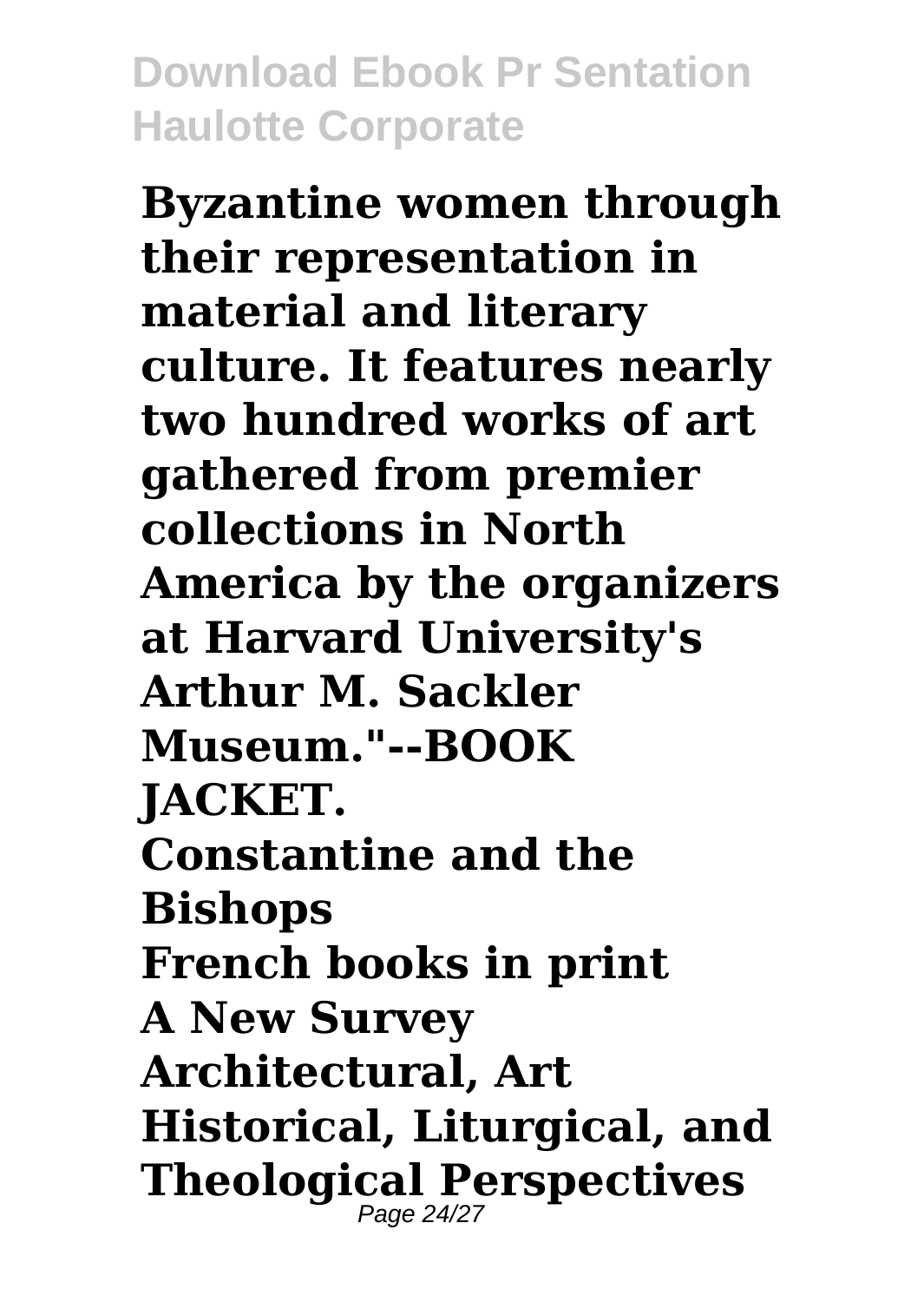**Byzantine women through their representation in material and literary culture. It features nearly two hundred works of art gathered from premier collections in North America by the organizers at Harvard University's Arthur M. Sackler Museum."--BOOK JACKET.**

**Constantine and the Bishops**

**French books in print**

**A New Survey**

**Architectural, Art Historical, Liturgical, and Theological Perspectives**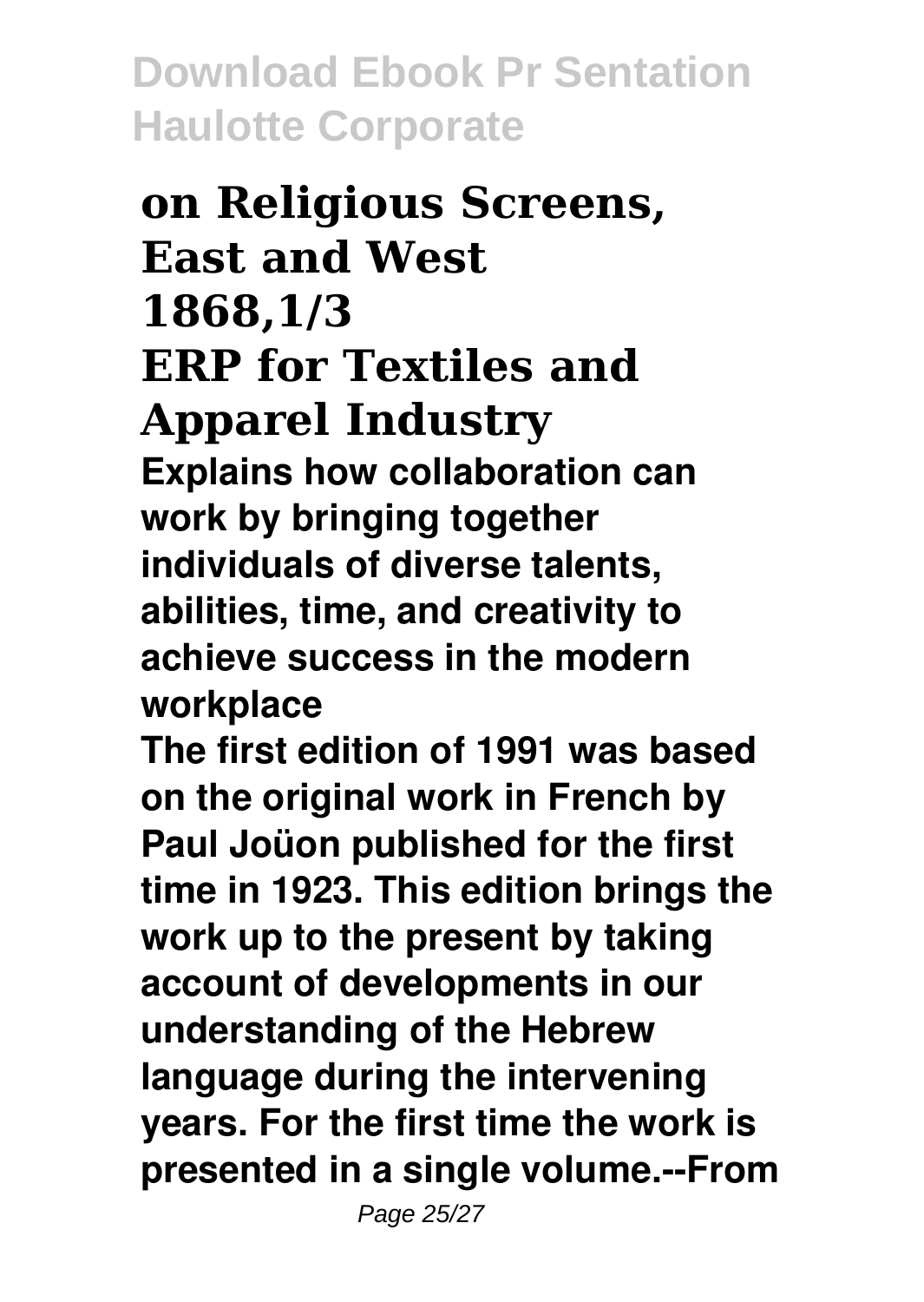## on Religious Screens, East and West

## 1868,1/3

## ERP for Textiles and Apparel Industry

**Explains how collaboration can work by bringing together individuals of diverse talents, abilities, time, and creativity to achieve success in the modern workplace**

**The first edition of 1991 was based on the original work in French by Paul Joüon published for the first time in 1923. This edition brings the work up to the present by taking account of developments in our understanding of the Hebrew language during the intervening years. For the first time the work is presented in a single volume.--From**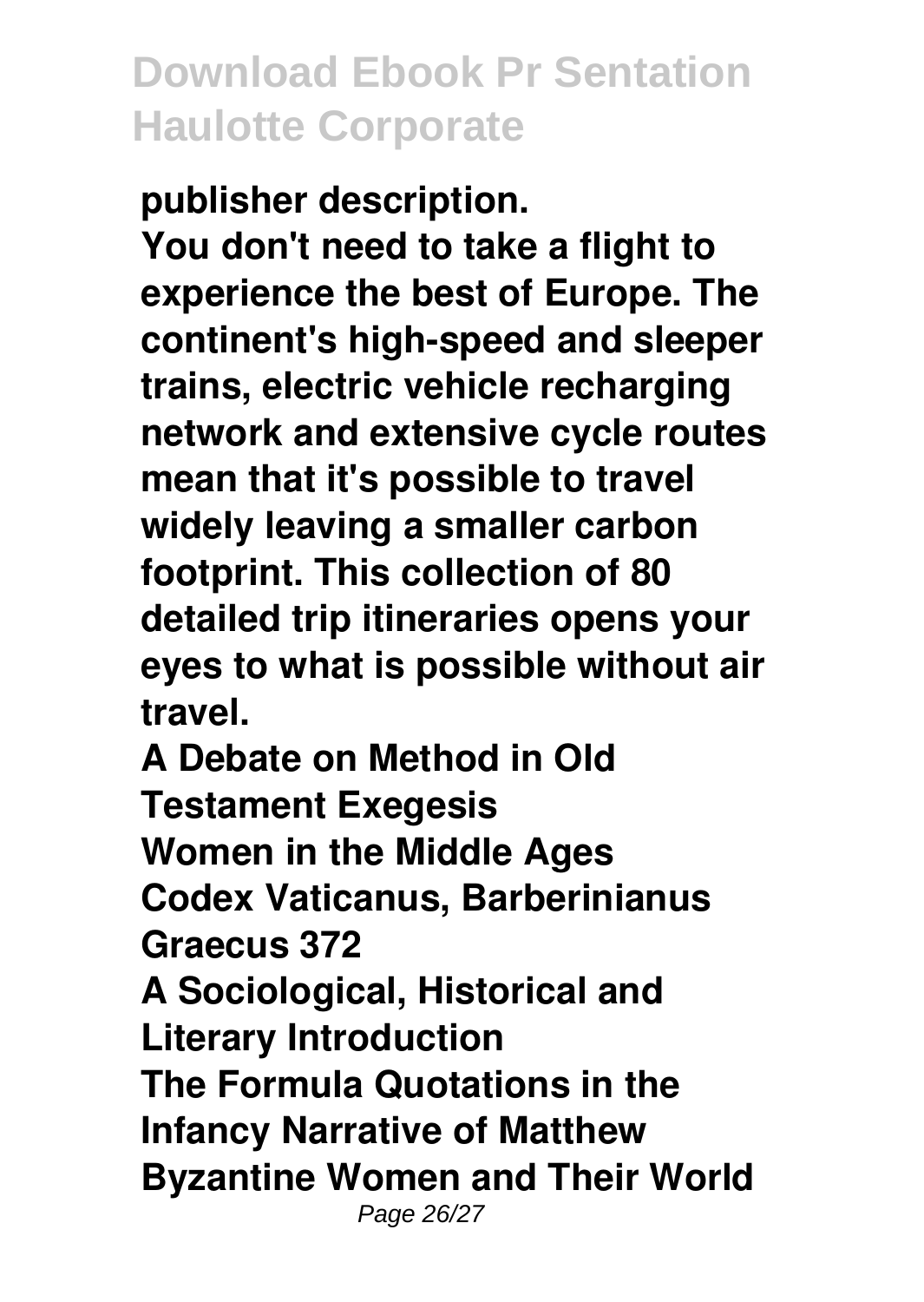publisher description.

You don't need to take a flight to experience the best of Europe. The continent's high-speed and sleeper trains, electric vehicle recharging network and extensive cycle routes mean that it's possible to travel widely leaving a smaller carbon footprint. This collection of 80 detailed trip itineraries opens your eyes to what is possible without air travel.

A Debate on Method in Old Testament Exegesis

Women in the Middle Ages

Codex Vaticanus, Barberinianus Graecus 372

A Sociological, Historical and Literary Introduction

The Formula Quotations in the Infancy Narrative of Matthew

Byzantine Women and Their World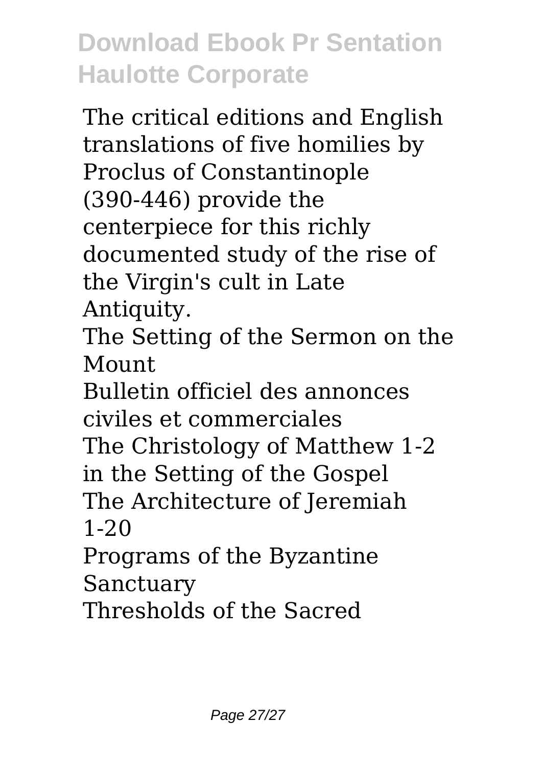The critical editions and English translations of five homilies by Proclus of Constantinople (390-446) provide the centerpiece for this richly documented study of the rise of the Virgin's cult in Late Antiquity.

The Setting of the Sermon on the Mount

Bulletin officiel des annonces civiles et commerciales

The Christology of Matthew 1-2 in the Setting of the Gospel

The Architecture of Jeremiah 1-20

Programs of the Byzantine Sanctuary

Thresholds of the Sacred